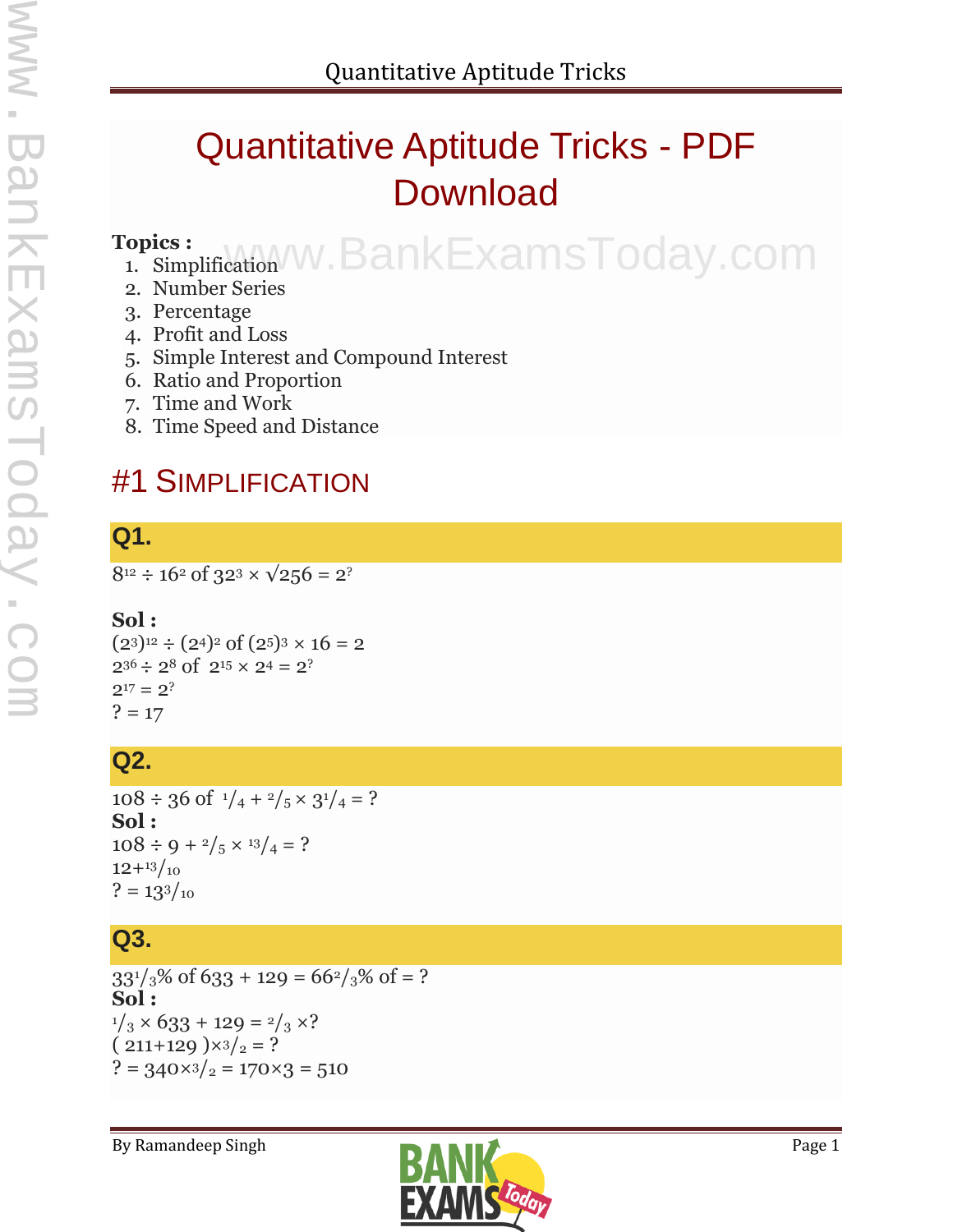# Quantitative Aptitude Tricks - PDF Download

**Topics :**

1. Simplification
2. Number Series
3. Percentage
4. Profit and Loss
5. Simple Interest and Compound Interest
6. Ratio and Proportion
7. Time and Work
8. Time Speed and Distance

## #1 Simplification

### Q1.

$8^{12} \div 16^2$ of $32^3 \times \sqrt{256} = 2^?$

**Sol :**

$(2^3)^{12} \div (2^4)^2$ of $(2^5)^3 \times 16 = 2$

$2^{36} \div 2^8$ of $2^{15} \times 2^4 = 2^?$

$2^{17} = 2^?$

$? = 17$

### Q2.

$108 \div 36$ of $^1/_4 + {^2/_5} \times 3^1/_4 = ?$

**Sol :**

$108 \div 9 + {^2/_5} \times {^{13}/_4} = ?$

$12 + {^{13}/_{10}}$

$? = 13^3/_{10}$

### Q3.

$33^1/_3\%$ of $633 + 129 = 66^2/_3\%$ of $= ?$

**Sol :**

$^1/_3 \times 633 + 129 = {^2/_3} \times ?$

$(211+129) \times {^3/_2} = ?$

$? = 340 \times {^3/_2} = 170 \times 3 = 510$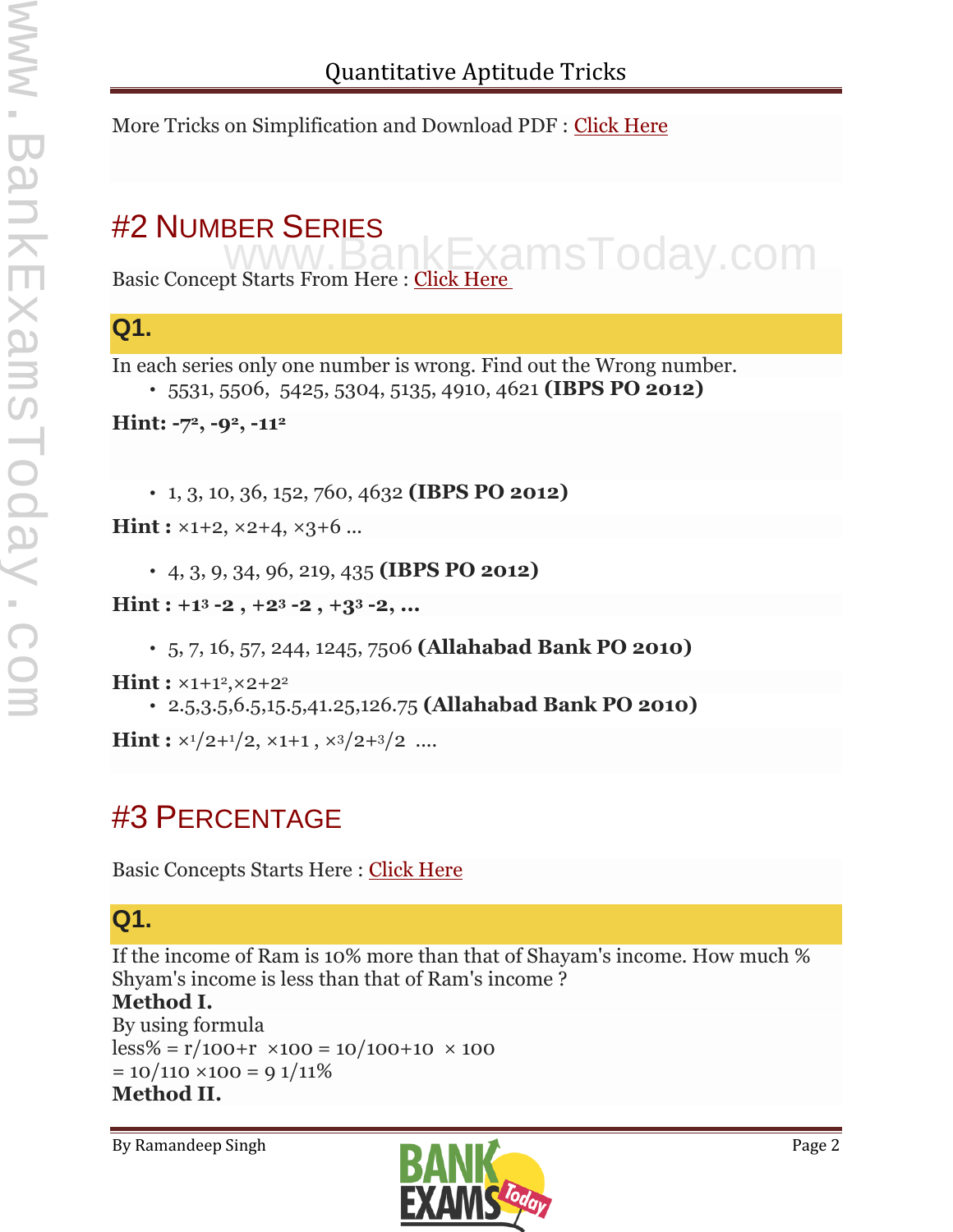More Tricks on Simplification and Download PDF : Click Here

## #2 Number Series

Basic Concept Starts From Here : Click Here

### Q1.

In each series only one number is wrong. Find out the Wrong number.

- 5531, 5506, 5425, 5304, 5135, 4910, 4621 **(IBPS PO 2012)**

**Hint: $-7^2$, $-9^2$, $-11^2$**

- 1, 3, 10, 36, 152, 760, 4632 **(IBPS PO 2012)**

**Hint :** ×1+2, ×2+4, ×3+6 ...

- 4, 3, 9, 34, 96, 219, 435 **(IBPS PO 2012)**

**Hint : $+1^3$ -2 , $+2^3$ -2 , $+3^3$ -2, ...**

- 5, 7, 16, 57, 244, 1245, 7506 **(Allahabad Bank PO 2010)**

**Hint :** $\times 1+1^2, \times 2+2^2$

- 2.5,3.5,6.5,15.5,41.25,126.75 **(Allahabad Bank PO 2010)**

**Hint :** $\times 1/2 + 1/2$, $\times 1 + 1$ , $\times 3/2 + 3/2$ ....

## #3 Percentage

Basic Concepts Starts Here : Click Here

### Q1.

If the income of Ram is 10% more than that of Shayam's income. How much % Shayam's income is less than that of Ram's income ?

**Method I.**

By using formula

less% = $r/(100+r) \times 100 = 10/(100+10) \times 100$

$= 10/110 \times 100 = 9\ 1/11\%$

**Method II.**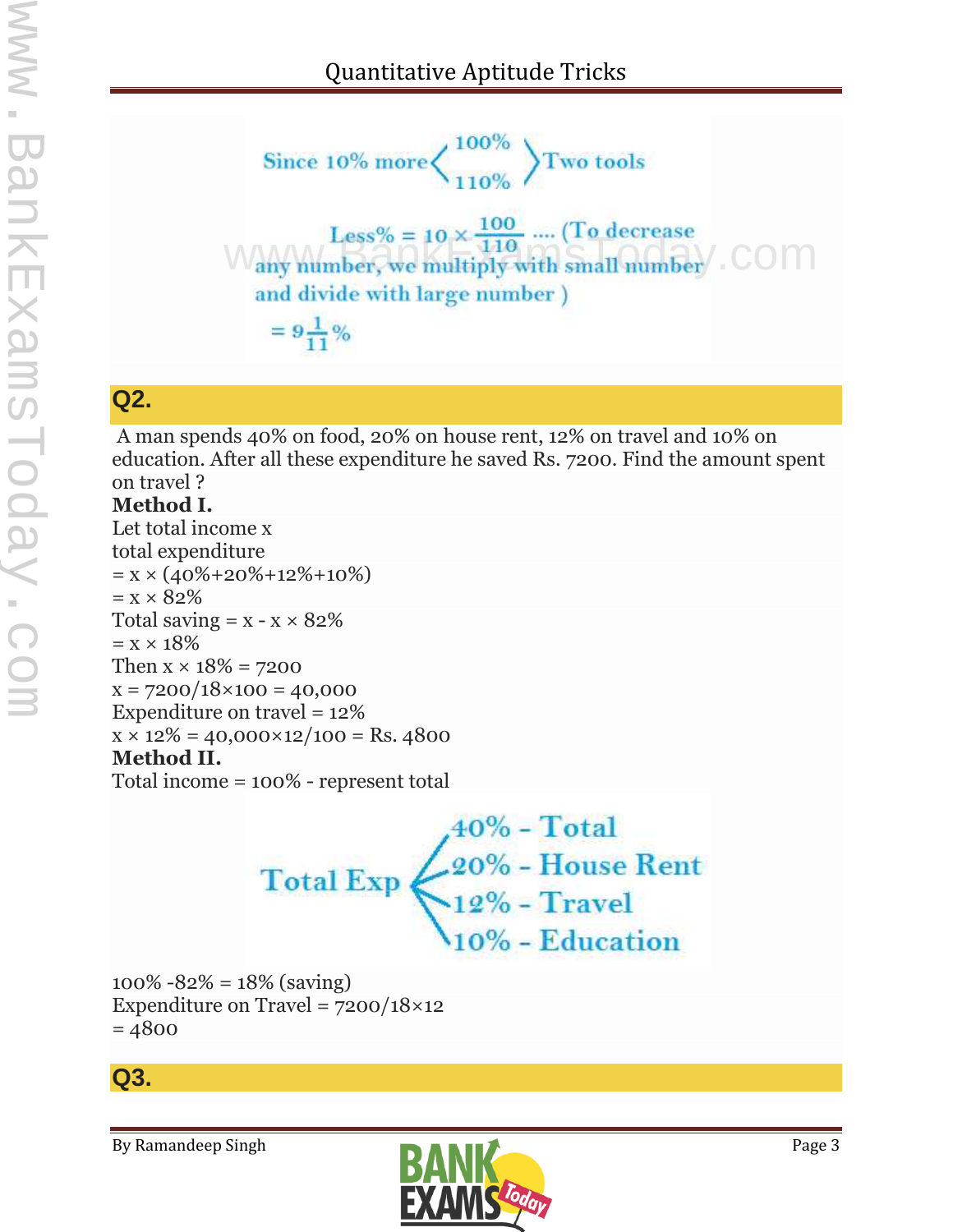Since 10% more $\left\langle \begin{matrix} 100\% \\ 110\% \end{matrix} \right\rangle$ Two tools

Less% = $10 \times \frac{100}{110}$ .... (To decrease any number, we multiply with small number and divide with large number )

$= 9\frac{1}{11}\%$

## Q2.

A man spends 40% on food, 20% on house rent, 12% on travel and 10% on education. After all these expenditure he saved Rs. 7200. Find the amount spent on travel ?

**Method I.**

Let total income x

total expenditure

= x × (40%+20%+12%+10%)

= x × 82%

Total saving = x - x × 82%

= x × 18%

Then x × 18% = 7200

x = 7200/18×100 = 40,000

Expenditure on travel = 12%

x × 12% = 40,000×12/100 = Rs. 4800

**Method II.**

Total income = 100% - represent total

Total Exp:
- 40% - Total
- 20% - House Rent
- 12% - Travel
- 10% - Education

100% -82% = 18% (saving)

Expenditure on Travel = 7200/18×12

= 4800

## Q3.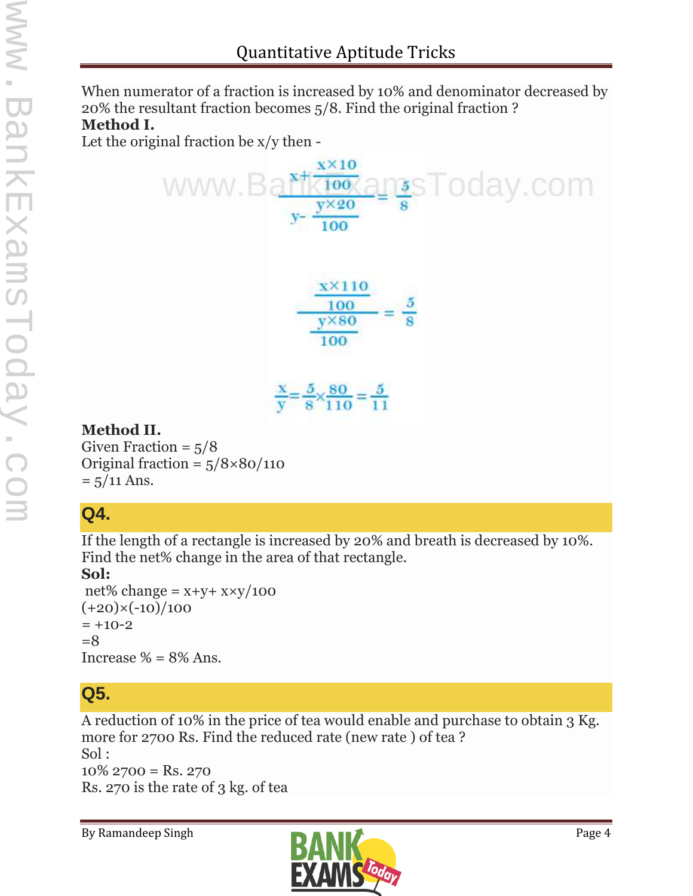When numerator of a fraction is increased by 10% and denominator decreased by 20% the resultant fraction becomes 5/8. Find the original fraction ?

**Method I.**

Let the original fraction be x/y then -

$$\frac{x + \frac{x \times 10}{100}}{y - \frac{y \times 20}{100}} = \frac{5}{8}$$

$$\frac{\frac{x \times 110}{100}}{\frac{y \times 80}{100}} = \frac{5}{8}$$

$$\frac{x}{y} = \frac{5}{8} \times \frac{80}{110} = \frac{5}{11}$$

**Method II.**

Given Fraction = 5/8

Original fraction = 5/8×80/110

= 5/11 Ans.

## Q4.

If the length of a rectangle is increased by 20% and breath is decreased by 10%. Find the net% change in the area of that rectangle.

**Sol:**

net% change = x+y+ x×y/100

(+20)×(-10)/100

= +10-2

=8

Increase % = 8% Ans.

## Q5.

A reduction of 10% in the price of tea would enable and purchase to obtain 3 Kg. more for 2700 Rs. Find the reduced rate (new rate ) of tea ?

Sol :

10% 2700 = Rs. 270

Rs. 270 is the rate of 3 kg. of tea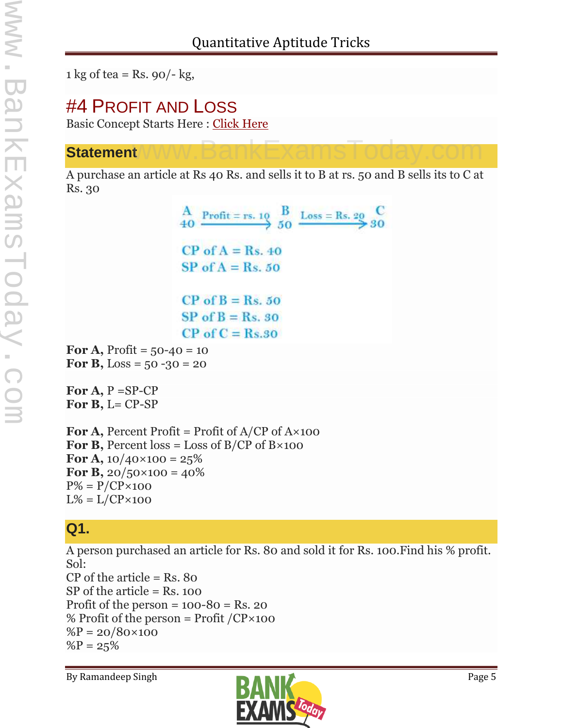1 kg of tea = Rs. 90/- kg,

## #4 PROFIT AND LOSS

Basic Concept Starts Here : Click Here

### Statement

A purchase an article at Rs 40 Rs. and sells it to B at rs. 50 and B sells its to C at Rs. 30

A 40 —Profit = rs. 10→ B 50 —Loss = Rs. 20→ C 30

CP of A = Rs. 40
SP of A = Rs. 50

CP of B = Rs. 50
SP of B = Rs. 30
CP of C = Rs.30

**For A,** Profit = 50-40 = 10
**For B,** Loss = 50 -30 = 20

**For A,** P =SP-CP
**For B,** L= CP-SP

**For A,** Percent Profit = Profit of A/CP of A×100
**For B,** Percent loss = Loss of B/CP of B×100
**For A,** 10/40×100 = 25%
**For B,** 20/50×100 = 40%
P% = P/CP×100
L% = L/CP×100

### Q1.

A person purchased an article for Rs. 80 and sold it for Rs. 100.Find his % profit.
Sol:
CP of the article = Rs. 80
SP of the article = Rs. 100
Profit of the person = 100-80 = Rs. 20
% Profit of the person = Profit /CP×100
%P = 20/80×100
%P = 25%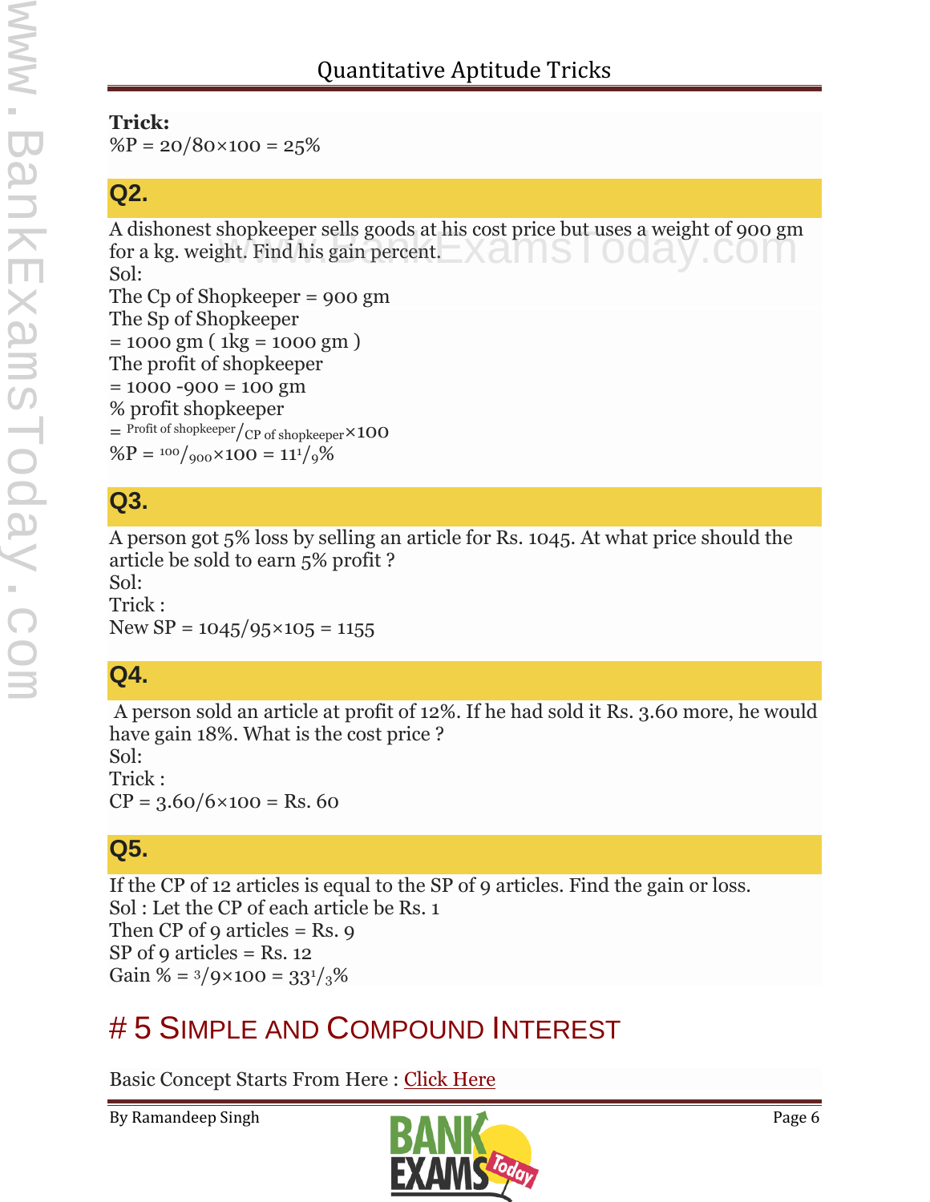**Trick:**
%P = 20/80×100 = 25%

### Q2.

A dishonest shopkeeper sells goods at his cost price but uses a weight of 900 gm for a kg. weight. Find his gain percent.
Sol:
The Cp of Shopkeeper = 900 gm
The Sp of Shopkeeper
= 1000 gm ( 1kg = 1000 gm )
The profit of shopkeeper
= 1000 -900 = 100 gm
% profit shopkeeper
= $\frac{\text{Profit of shopkeeper}}{\text{CP of shopkeeper}} \times 100$
%P = $\frac{100}{900} \times 100 = 11\frac{1}{9}$%

### Q3.

A person got 5% loss by selling an article for Rs. 1045. At what price should the article be sold to earn 5% profit ?
Sol:
Trick :
New SP = 1045/95×105 = 1155

### Q4.

A person sold an article at profit of 12%. If he had sold it Rs. 3.60 more, he would have gain 18%. What is the cost price ?
Sol:
Trick :
CP = 3.60/6×100 = Rs. 60

### Q5.

If the CP of 12 articles is equal to the SP of 9 articles. Find the gain or loss.
Sol : Let the CP of each article be Rs. 1
Then CP of 9 articles = Rs. 9
SP of 9 articles = Rs. 12
Gain % = $3/9 \times 100 = 33\frac{1}{3}$%

# # 5 Simple and Compound Interest

Basic Concept Starts From Here : Click Here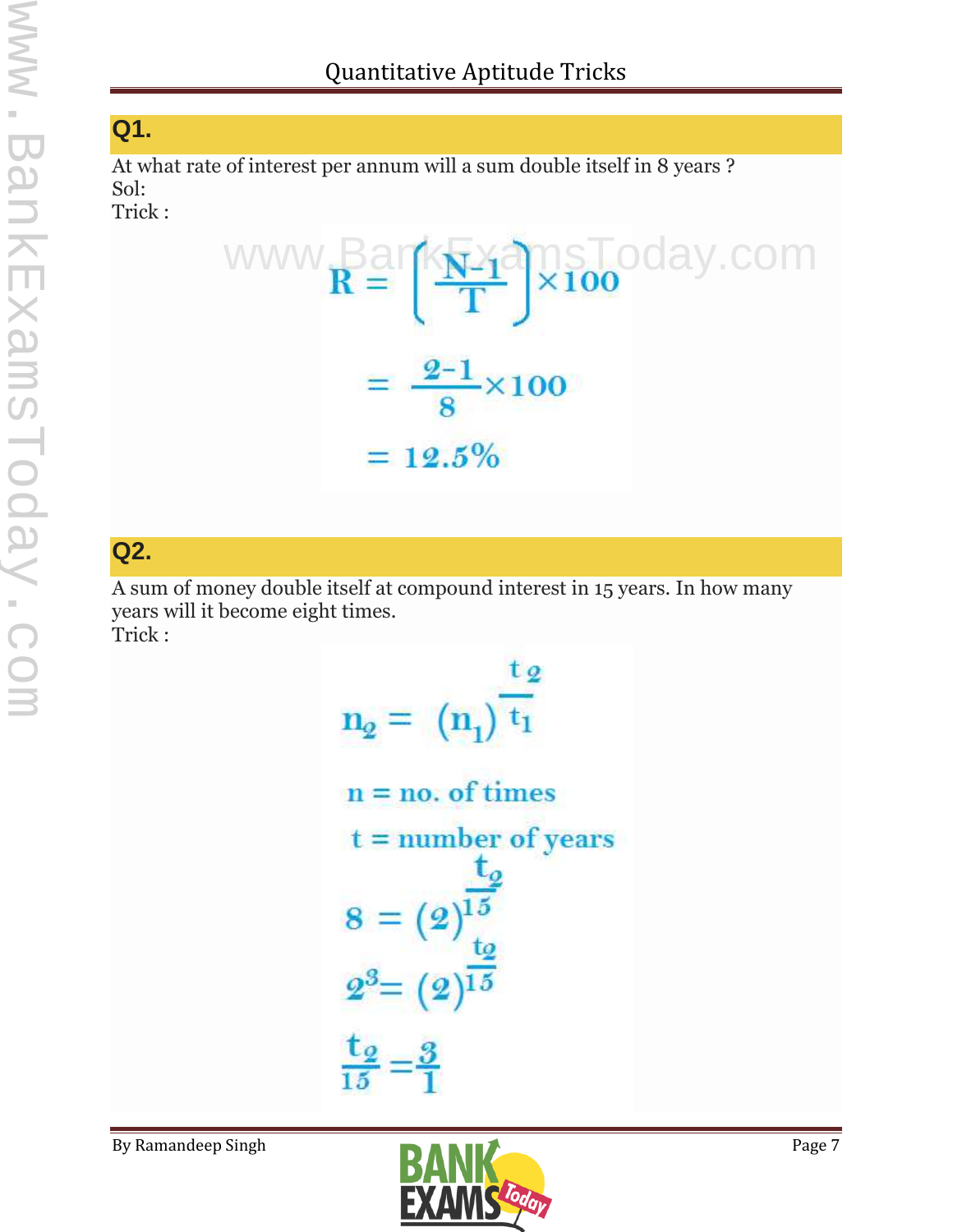## Q1.

At what rate of interest per annum will a sum double itself in 8 years ?

Sol:

Trick :

$$R = \left(\frac{N-1}{T}\right) \times 100$$

$$= \frac{2-1}{8} \times 100$$

$$= 12.5\%$$

## Q2.

A sum of money double itself at compound interest in 15 years. In how many years will it become eight times.

Trick :

$$n_2 = (n_1)^{\frac{t_2}{t_1}}$$

n = no. of times

t = number of years

$$8 = (2)^{\frac{t_2}{15}}$$

$$2^3 = (2)^{\frac{t_2}{15}}$$

$$\frac{t_2}{15} = \frac{3}{1}$$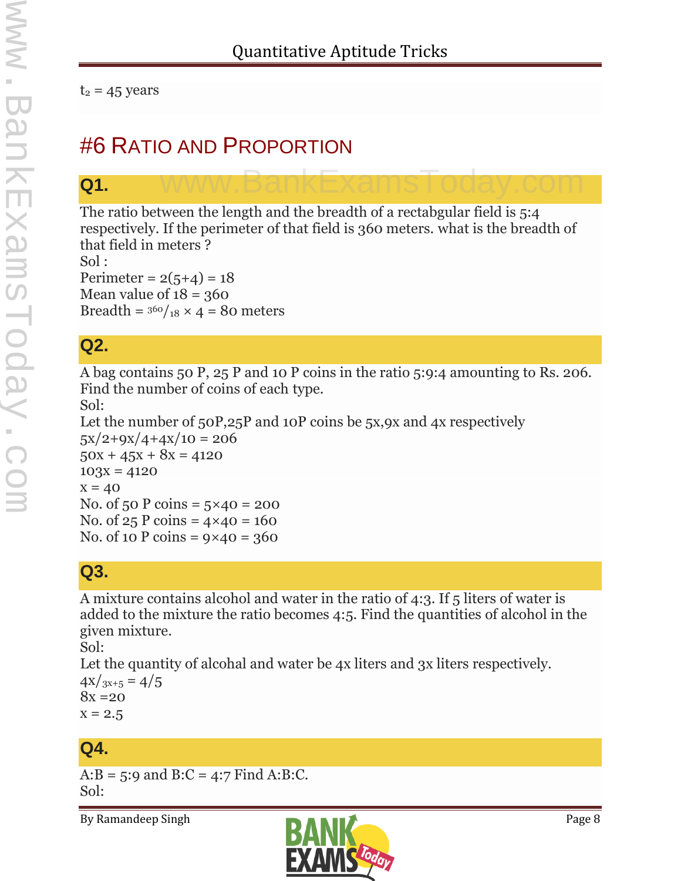$t_2$ = 45 years

# #6 Ratio and Proportion

## Q1.

The ratio between the length and the breadth of a rectabgular field is 5:4 respectively. If the perimeter of that field is 360 meters. what is the breadth of that field in meters ?
Sol :
Perimeter = 2(5+4) = 18
Mean value of 18 = 360
Breadth = $^{360}/_{18}$ × 4 = 80 meters

## Q2.

A bag contains 50 P, 25 P and 10 P coins in the ratio 5:9:4 amounting to Rs. 206. Find the number of coins of each type.
Sol:
Let the number of 50P,25P and 10P coins be 5x,9x and 4x respectively
5x/2+9x/4+4x/10 = 206
50x + 45x + 8x = 4120
103x = 4120
x = 40
No. of 50 P coins = 5×40 = 200
No. of 25 P coins = 4×40 = 160
No. of 10 P coins = 9×40 = 360

## Q3.

A mixture contains alcohol and water in the ratio of 4:3. If 5 liters of water is added to the mixture the ratio becomes 4:5. Find the quantities of alcohol in the given mixture.
Sol:
Let the quantity of alcohal and water be 4x liters and 3x liters respectively.
$4x/_{3x+5}$ = 4/5
8x =20
x = 2.5

## Q4.

A:B = 5:9 and B:C = 4:7 Find A:B:C.
Sol: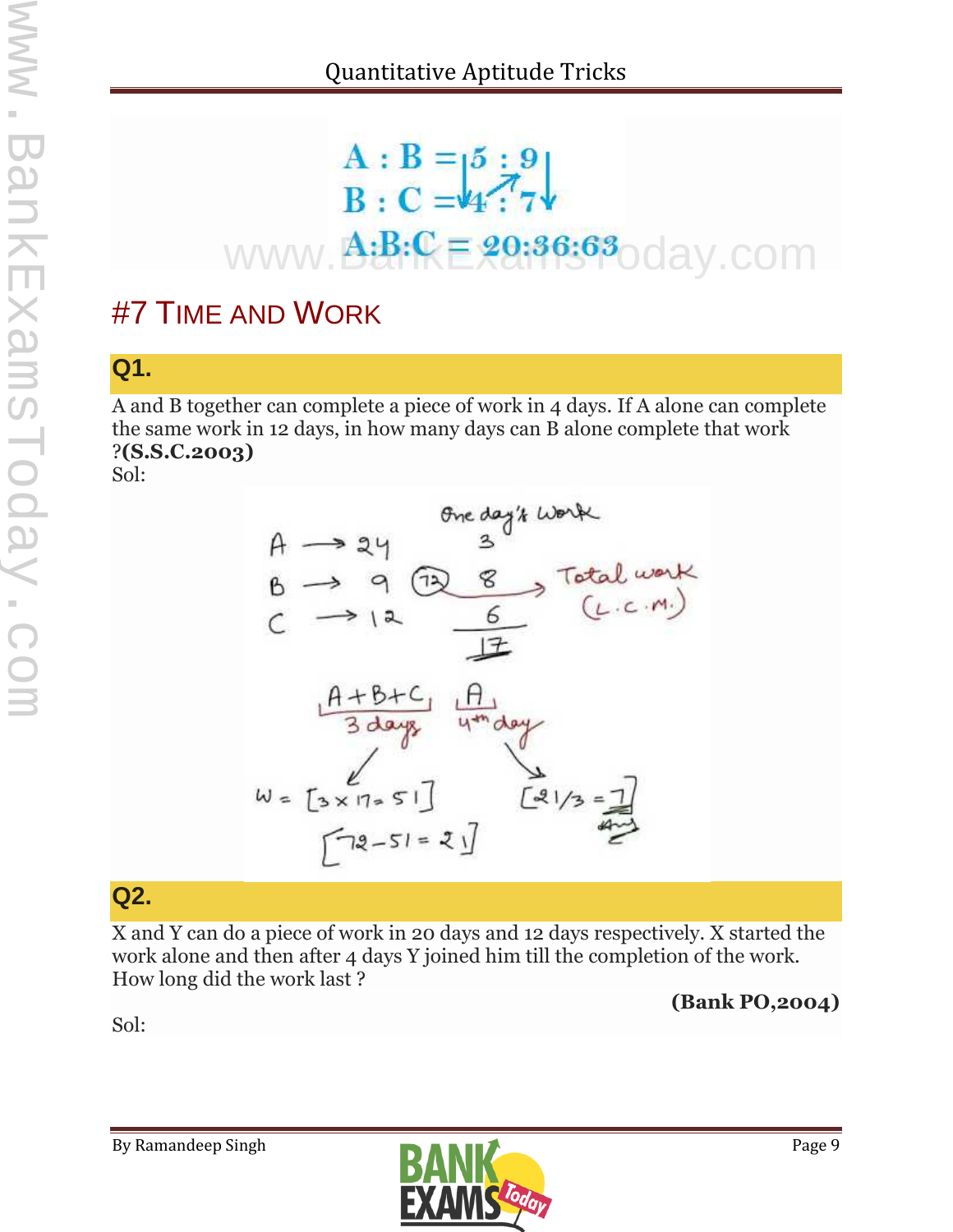$$A : B = 5 : 9$$
$$B : C = 4 : 7$$
$$A:B:C = 20:36:63$$

# #7 Time and Work

## Q1.

A and B together can complete a piece of work in 4 days. If A alone can complete the same work in 12 days, in how many days can B alone complete that work ?**(S.S.C.2003)**

Sol:

One day's Work

A → 24 &nbsp;&nbsp; 3

B → 9 &nbsp;&nbsp; (72) &nbsp;&nbsp; 8 → Total work (L.C.M.)

C → 12 &nbsp;&nbsp; 6

17

A+B+C: 3 days &nbsp;&nbsp;&nbsp; A: 4th day

W = [3 × 17 = 51] &nbsp;&nbsp;&nbsp; [21/3 = 7] Ans

[72 − 51 = 21]

## Q2.

X and Y can do a piece of work in 20 days and 12 days respectively. X started the work alone and then after 4 days Y joined him till the completion of the work. How long did the work last ?

**(Bank PO,2004)**

Sol: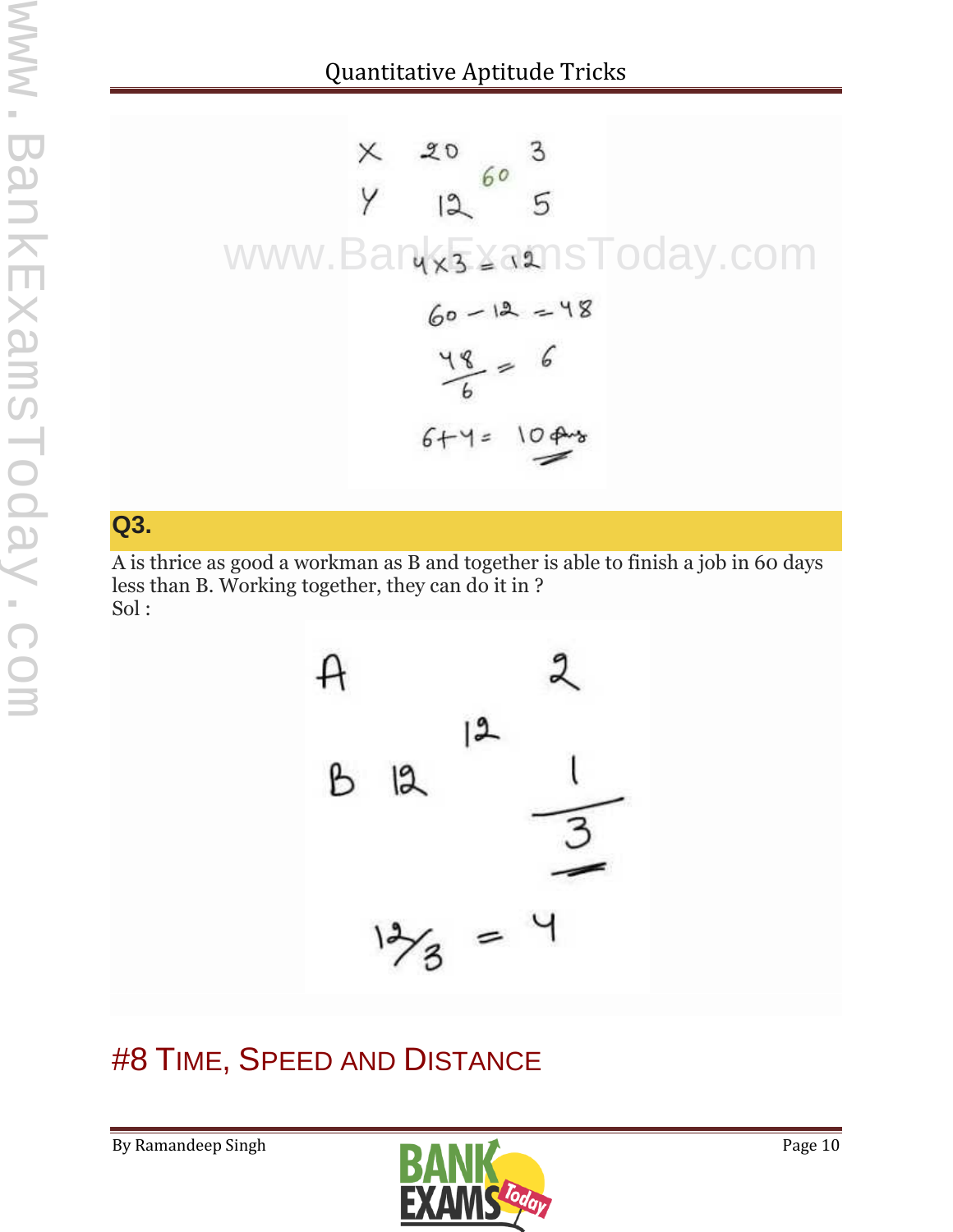X 20 3

60

Y 12 5

$4 \times 3 = 12$

$60 - 12 = 48$

$\frac{48}{6} = 6$

$6 + 4 = 10$ days

## Q3.

A is thrice as good a workman as B and together is able to finish a job in 60 days less than B. Working together, they can do it in ?

Sol :

A 2

12

B 12 $\frac{1}{3}$

$12/3 = 4$

# #8 TIME, SPEED AND DISTANCE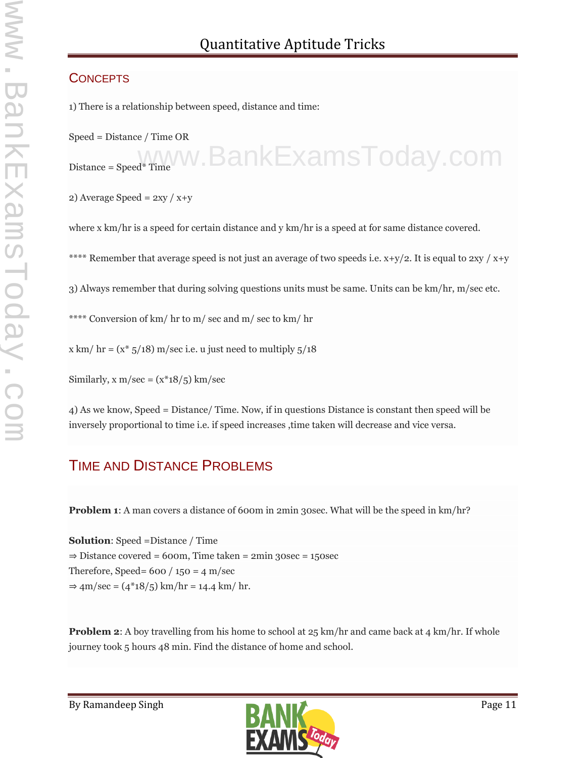## CONCEPTS

1) There is a relationship between speed, distance and time:

Speed = Distance / Time OR

Distance = Speed* Time

2) Average Speed = 2xy / x+y

where x km/hr is a speed for certain distance and y km/hr is a speed at for same distance covered.

**** Remember that average speed is not just an average of two speeds i.e. x+y/2. It is equal to 2xy / x+y

3) Always remember that during solving questions units must be same. Units can be km/hr, m/sec etc.

**** Conversion of km/ hr to m/ sec and m/ sec to km/ hr

x km/ hr = (x* 5/18) m/sec i.e. u just need to multiply 5/18

Similarly, x m/sec = (x*18/5) km/sec

4) As we know, Speed = Distance/ Time. Now, if in questions Distance is constant then speed will be inversely proportional to time i.e. if speed increases ,time taken will decrease and vice versa.

## TIME AND DISTANCE PROBLEMS

**Problem 1**: A man covers a distance of 600m in 2min 30sec. What will be the speed in km/hr?

**Solution**: Speed =Distance / Time
⇒ Distance covered = 600m, Time taken = 2min 30sec = 150sec
Therefore, Speed= 600 / 150 = 4 m/sec
⇒ 4m/sec = (4*18/5) km/hr = 14.4 km/ hr.

**Problem 2**: A boy travelling from his home to school at 25 km/hr and came back at 4 km/hr. If whole journey took 5 hours 48 min. Find the distance of home and school.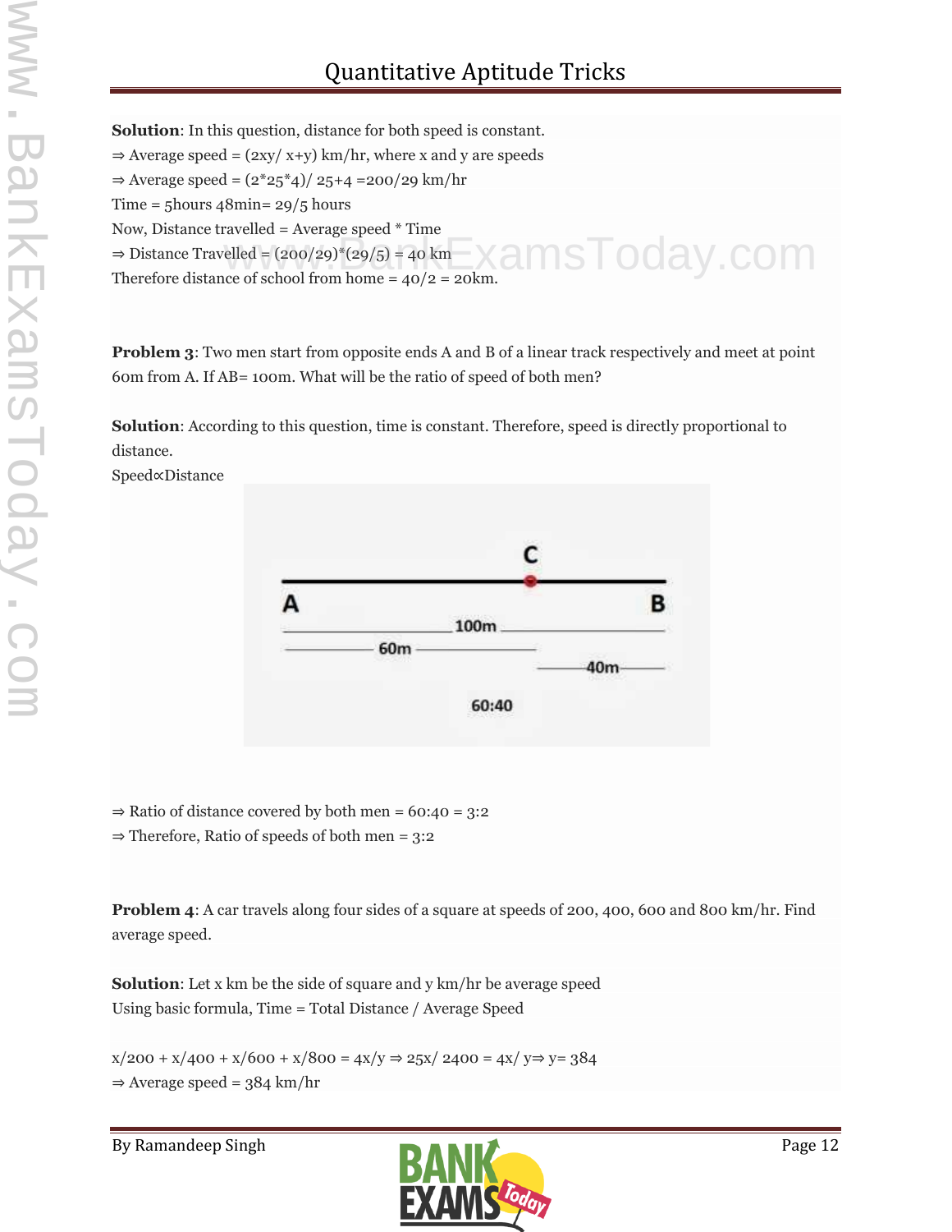**Solution**: In this question, distance for both speed is constant.

⇒ Average speed = (2xy/ x+y) km/hr, where x and y are speeds

⇒ Average speed = (2*25*4)/ 25+4 =200/29 km/hr

Time = 5hours 48min= 29/5 hours

Now, Distance travelled = Average speed * Time

⇒ Distance Travelled = (200/29)*(29/5) = 40 km

Therefore distance of school from home = 40/2 = 20km.

**Problem 3**: Two men start from opposite ends A and B of a linear track respectively and meet at point 60m from A. If AB= 100m. What will be the ratio of speed of both men?

**Solution**: According to this question, time is constant. Therefore, speed is directly proportional to distance.

Speed∝Distance

C

A B

100m

60m

40m

60:40

⇒ Ratio of distance covered by both men = 60:40 = 3:2

⇒ Therefore, Ratio of speeds of both men = 3:2

**Problem 4**: A car travels along four sides of a square at speeds of 200, 400, 600 and 800 km/hr. Find average speed.

**Solution**: Let x km be the side of square and y km/hr be average speed

Using basic formula, Time = Total Distance / Average Speed

x/200 + x/400 + x/600 + x/800 = 4x/y ⇒ 25x/ 2400 = 4x/ y⇒ y= 384

⇒ Average speed = 384 km/hr